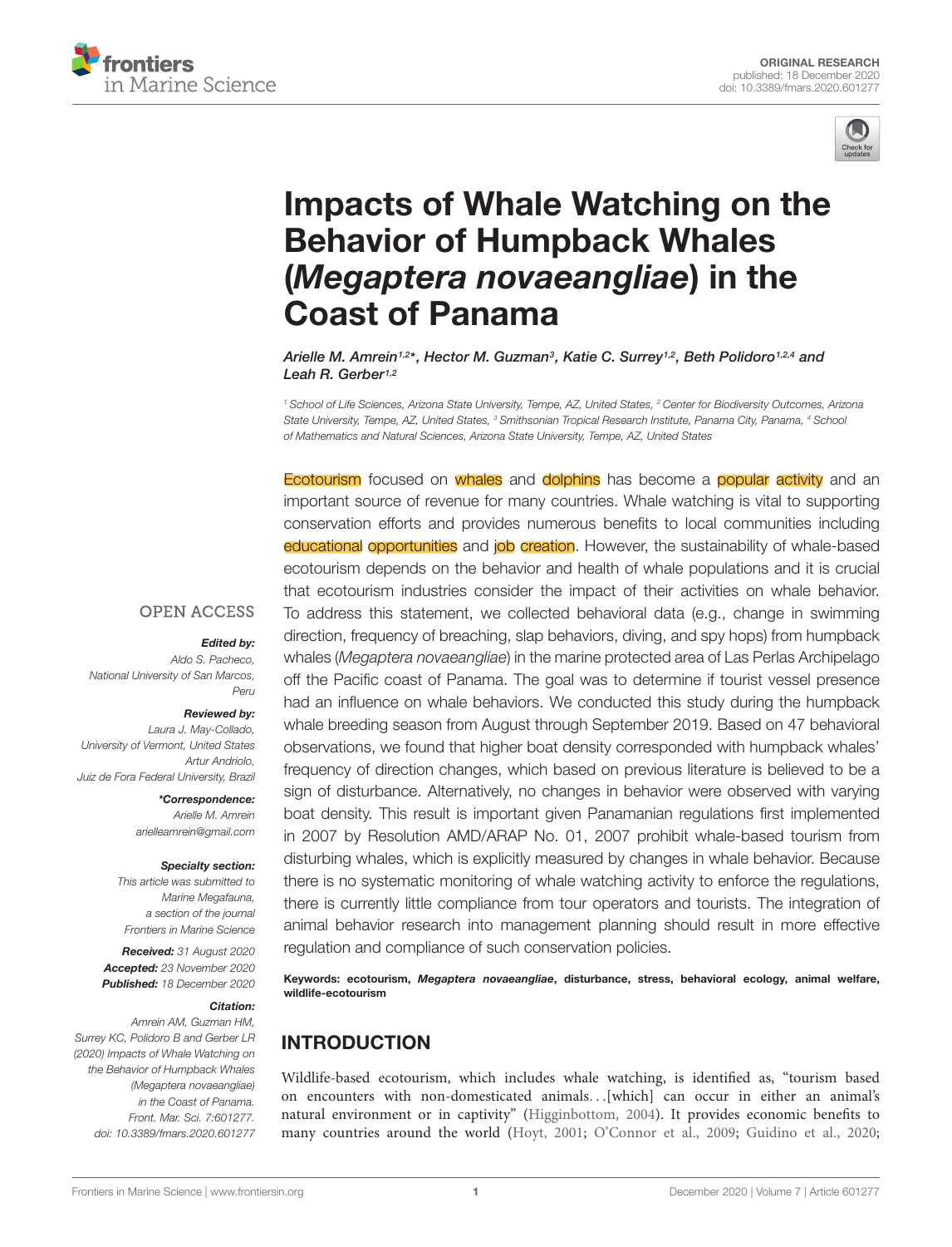ORIGINAL RESEARCH
published: 18 December 2020
doi: 10.3389/fmars.2020.601277

# Impacts of Whale Watching on the Behavior of Humpback Whales (*Megaptera novaeangliae*) in the Coast of Panama

*Arielle M. Amrein[1,2]*, Hector M. Guzman[3], Katie C. Surrey[1,2], Beth Polidoro[1,2,4] and Leah R. Gerber[1,2]*

[1] School of Life Sciences, Arizona State University, Tempe, AZ, United States, [2] Center for Biodiversity Outcomes, Arizona State University, Tempe, AZ, United States, [3] Smithsonian Tropical Research Institute, Panama City, Panama, [4] School of Mathematics and Natural Sciences, Arizona State University, Tempe, AZ, United States

OPEN ACCESS

***Edited by:***
Aldo S. Pacheco,
National University of San Marcos, Peru

***Reviewed by:***
Laura J. May-Collado,
University of Vermont, United States
Artur Andriolo,
Juiz de Fora Federal University, Brazil

***\*Correspondence:***
Arielle M. Amrein
arielleamrein@gmail.com

***Specialty section:***
This article was submitted to Marine Megafauna, a section of the journal Frontiers in Marine Science

***Received:*** 31 August 2020
***Accepted:*** 23 November 2020
***Published:*** 18 December 2020

***Citation:***
Amrein AM, Guzman HM, Surrey KC, Polidoro B and Gerber LR (2020) Impacts of Whale Watching on the Behavior of Humpback Whales (Megaptera novaeangliae) in the Coast of Panama. Front. Mar. Sci. 7:601277. doi: 10.3389/fmars.2020.601277

Ecotourism focused on whales and dolphins has become a popular activity and an important source of revenue for many countries. Whale watching is vital to supporting conservation efforts and provides numerous benefits to local communities including educational opportunities and job creation. However, the sustainability of whale-based ecotourism depends on the behavior and health of whale populations and it is crucial that ecotourism industries consider the impact of their activities on whale behavior. To address this statement, we collected behavioral data (e.g., change in swimming direction, frequency of breaching, slap behaviors, diving, and spy hops) from humpback whales (*Megaptera novaeangliae*) in the marine protected area of Las Perlas Archipelago off the Pacific coast of Panama. The goal was to determine if tourist vessel presence had an influence on whale behaviors. We conducted this study during the humpback whale breeding season from August through September 2019. Based on 47 behavioral observations, we found that higher boat density corresponded with humpback whales' frequency of direction changes, which based on previous literature is believed to be a sign of disturbance. Alternatively, no changes in behavior were observed with varying boat density. This result is important given Panamanian regulations first implemented in 2007 by Resolution AMD/ARAP No. 01, 2007 prohibit whale-based tourism from disturbing whales, which is explicitly measured by changes in whale behavior. Because there is no systematic monitoring of whale watching activity to enforce the regulations, there is currently little compliance from tour operators and tourists. The integration of animal behavior research into management planning should result in more effective regulation and compliance of such conservation policies.

**Keywords: ecotourism, *Megaptera novaeangliae*, disturbance, stress, behavioral ecology, animal welfare, wildlife-ecotourism**

## INTRODUCTION

Wildlife-based ecotourism, which includes whale watching, is identified as, "tourism based on encounters with non-domesticated animals…[which] can occur in either an animal's natural environment or in captivity" (Higginbottom, 2004). It provides economic benefits to many countries around the world (Hoyt, 2001; O'Connor et al., 2009; Guidino et al., 2020;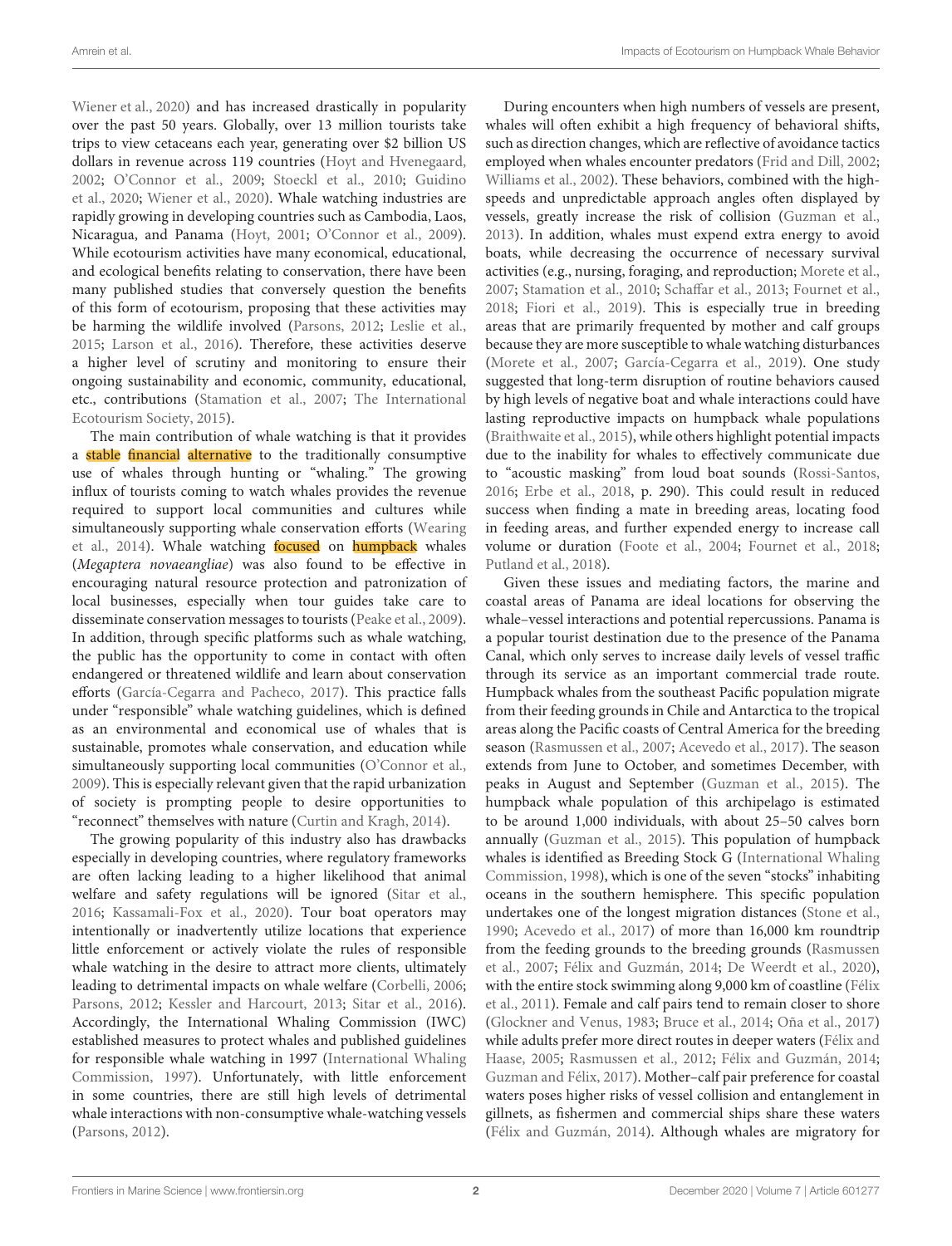Wiener et al., 2020) and has increased drastically in popularity over the past 50 years. Globally, over 13 million tourists take trips to view cetaceans each year, generating over $2 billion US dollars in revenue across 119 countries (Hoyt and Hvenegaard, 2002; O'Connor et al., 2009; Stoeckl et al., 2010; Guidino et al., 2020; Wiener et al., 2020). Whale watching industries are rapidly growing in developing countries such as Cambodia, Laos, Nicaragua, and Panama (Hoyt, 2001; O'Connor et al., 2009). While ecotourism activities have many economical, educational, and ecological benefits relating to conservation, there have been many published studies that conversely question the benefits of this form of ecotourism, proposing that these activities may be harming the wildlife involved (Parsons, 2012; Leslie et al., 2015; Larson et al., 2016). Therefore, these activities deserve a higher level of scrutiny and monitoring to ensure their ongoing sustainability and economic, community, educational, etc., contributions (Stamation et al., 2007; The International Ecotourism Society, 2015).

The main contribution of whale watching is that it provides a stable financial alternative to the traditionally consumptive use of whales through hunting or "whaling." The growing influx of tourists coming to watch whales provides the revenue required to support local communities and cultures while simultaneously supporting whale conservation efforts (Wearing et al., 2014). Whale watching focused on humpback whales (*Megaptera novaeangliae*) was also found to be effective in encouraging natural resource protection and patronization of local businesses, especially when tour guides take care to disseminate conservation messages to tourists (Peake et al., 2009). In addition, through specific platforms such as whale watching, the public has the opportunity to come in contact with often endangered or threatened wildlife and learn about conservation efforts (García-Cegarra and Pacheco, 2017). This practice falls under "responsible" whale watching guidelines, which is defined as an environmental and economical use of whales that is sustainable, promotes whale conservation, and education while simultaneously supporting local communities (O'Connor et al., 2009). This is especially relevant given that the rapid urbanization of society is prompting people to desire opportunities to "reconnect" themselves with nature (Curtin and Kragh, 2014).

The growing popularity of this industry also has drawbacks especially in developing countries, where regulatory frameworks are often lacking leading to a higher likelihood that animal welfare and safety regulations will be ignored (Sitar et al., 2016; Kassamali-Fox et al., 2020). Tour boat operators may intentionally or inadvertently utilize locations that experience little enforcement or actively violate the rules of responsible whale watching in the desire to attract more clients, ultimately leading to detrimental impacts on whale welfare (Corbelli, 2006; Parsons, 2012; Kessler and Harcourt, 2013; Sitar et al., 2016). Accordingly, the International Whaling Commission (IWC) established measures to protect whales and published guidelines for responsible whale watching in 1997 (International Whaling Commission, 1997). Unfortunately, with little enforcement in some countries, there are still high levels of detrimental whale interactions with non-consumptive whale-watching vessels (Parsons, 2012).

During encounters when high numbers of vessels are present, whales will often exhibit a high frequency of behavioral shifts, such as direction changes, which are reflective of avoidance tactics employed when whales encounter predators (Frid and Dill, 2002; Williams et al., 2002). These behaviors, combined with the high-speeds and unpredictable approach angles often displayed by vessels, greatly increase the risk of collision (Guzman et al., 2013). In addition, whales must expend extra energy to avoid boats, while decreasing the occurrence of necessary survival activities (e.g., nursing, foraging, and reproduction; Morete et al., 2007; Stamation et al., 2010; Schaffar et al., 2013; Fournet et al., 2018; Fiori et al., 2019). This is especially true in breeding areas that are primarily frequented by mother and calf groups because they are more susceptible to whale watching disturbances (Morete et al., 2007; García-Cegarra et al., 2019). One study suggested that long-term disruption of routine behaviors caused by high levels of negative boat and whale interactions could have lasting reproductive impacts on humpback whale populations (Braithwaite et al., 2015), while others highlight potential impacts due to the inability for whales to effectively communicate due to "acoustic masking" from loud boat sounds (Rossi-Santos, 2016; Erbe et al., 2018, p. 290). This could result in reduced success when finding a mate in breeding areas, locating food in feeding areas, and further expended energy to increase call volume or duration (Foote et al., 2004; Fournet et al., 2018; Putland et al., 2018).

Given these issues and mediating factors, the marine and coastal areas of Panama are ideal locations for observing the whale–vessel interactions and potential repercussions. Panama is a popular tourist destination due to the presence of the Panama Canal, which only serves to increase daily levels of vessel traffic through its service as an important commercial trade route. Humpback whales from the southeast Pacific population migrate from their feeding grounds in Chile and Antarctica to the tropical areas along the Pacific coasts of Central America for the breeding season (Rasmussen et al., 2007; Acevedo et al., 2017). The season extends from June to October, and sometimes December, with peaks in August and September (Guzman et al., 2015). The humpback whale population of this archipelago is estimated to be around 1,000 individuals, with about 25–50 calves born annually (Guzman et al., 2015). This population of humpback whales is identified as Breeding Stock G (International Whaling Commission, 1998), which is one of the seven "stocks" inhabiting oceans in the southern hemisphere. This specific population undertakes one of the longest migration distances (Stone et al., 1990; Acevedo et al., 2017) of more than 16,000 km roundtrip from the feeding grounds to the breeding grounds (Rasmussen et al., 2007; Félix and Guzmán, 2014; De Weerdt et al., 2020), with the entire stock swimming along 9,000 km of coastline (Félix et al., 2011). Female and calf pairs tend to remain closer to shore (Glockner and Venus, 1983; Bruce et al., 2014; Oña et al., 2017) while adults prefer more direct routes in deeper waters (Félix and Haase, 2005; Rasmussen et al., 2012; Félix and Guzmán, 2014; Guzman and Félix, 2017). Mother–calf pair preference for coastal waters poses higher risks of vessel collision and entanglement in gillnets, as fishermen and commercial ships share these waters (Félix and Guzmán, 2014). Although whales are migratory for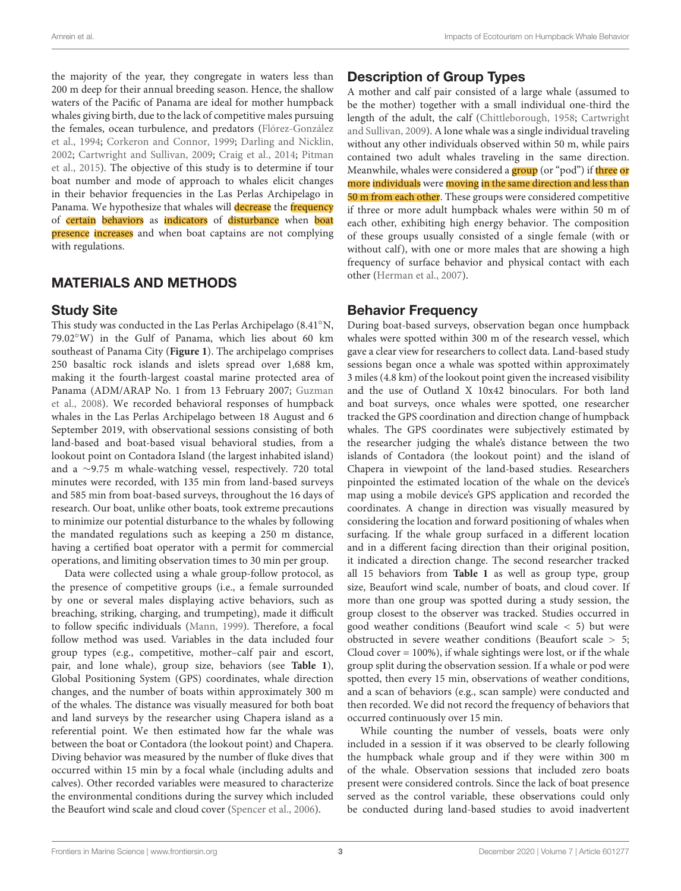the majority of the year, they congregate in waters less than 200 m deep for their annual breeding season. Hence, the shallow waters of the Pacific of Panama are ideal for mother humpback whales giving birth, due to the lack of competitive males pursuing the females, ocean turbulence, and predators (Flórez-González et al., 1994; Corkeron and Connor, 1999; Darling and Nicklin, 2002; Cartwright and Sullivan, 2009; Craig et al., 2014; Pitman et al., 2015). The objective of this study is to determine if tour boat number and mode of approach to whales elicit changes in their behavior frequencies in the Las Perlas Archipelago in Panama. We hypothesize that whales will decrease the frequency of certain behaviors as indicators of disturbance when boat presence increases and when boat captains are not complying with regulations.

## MATERIALS AND METHODS

### Study Site

This study was conducted in the Las Perlas Archipelago (8.41°N, 79.02°W) in the Gulf of Panama, which lies about 60 km southeast of Panama City (**Figure 1**). The archipelago comprises 250 basaltic rock islands and islets spread over 1,688 km, making it the fourth-largest coastal marine protected area of Panama (ADM/ARAP No. 1 from 13 February 2007; Guzman et al., 2008). We recorded behavioral responses of humpback whales in the Las Perlas Archipelago between 18 August and 6 September 2019, with observational sessions consisting of both land-based and boat-based visual behavioral studies, from a lookout point on Contadora Island (the largest inhabited island) and a ~9.75 m whale-watching vessel, respectively. 720 total minutes were recorded, with 135 min from land-based surveys and 585 min from boat-based surveys, throughout the 16 days of research. Our boat, unlike other boats, took extreme precautions to minimize our potential disturbance to the whales by following the mandated regulations such as keeping a 250 m distance, having a certified boat operator with a permit for commercial operations, and limiting observation times to 30 min per group.

Data were collected using a whale group-follow protocol, as the presence of competitive groups (i.e., a female surrounded by one or several males displaying active behaviors, such as breaching, striking, charging, and trumpeting), made it difficult to follow specific individuals (Mann, 1999). Therefore, a focal follow method was used. Variables in the data included four group types (e.g., competitive, mother–calf pair and escort, pair, and lone whale), group size, behaviors (see **Table 1**), Global Positioning System (GPS) coordinates, whale direction changes, and the number of boats within approximately 300 m of the whales. The distance was visually measured for both boat and land surveys by the researcher using Chapera island as a referential point. We then estimated how far the whale was between the boat or Contadora (the lookout point) and Chapera. Diving behavior was measured by the number of fluke dives that occurred within 15 min by a focal whale (including adults and calves). Other recorded variables were measured to characterize the environmental conditions during the survey which included the Beaufort wind scale and cloud cover (Spencer et al., 2006).

### Description of Group Types

A mother and calf pair consisted of a large whale (assumed to be the mother) together with a small individual one-third the length of the adult, the calf (Chittleborough, 1958; Cartwright and Sullivan, 2009). A lone whale was a single individual traveling without any other individuals observed within 50 m, while pairs contained two adult whales traveling in the same direction. Meanwhile, whales were considered a group (or "pod") if three or more individuals were moving in the same direction and less than 50 m from each other. These groups were considered competitive if three or more adult humpback whales were within 50 m of each other, exhibiting high energy behavior. The composition of these groups usually consisted of a single female (with or without calf), with one or more males that are showing a high frequency of surface behavior and physical contact with each other (Herman et al., 2007).

### Behavior Frequency

During boat-based surveys, observation began once humpback whales were spotted within 300 m of the research vessel, which gave a clear view for researchers to collect data. Land-based study sessions began once a whale was spotted within approximately 3 miles (4.8 km) of the lookout point given the increased visibility and the use of Outland X 10x42 binoculars. For both land and boat surveys, once whales were spotted, one researcher tracked the GPS coordination and direction change of humpback whales. The GPS coordinates were subjectively estimated by the researcher judging the whale's distance between the two islands of Contadora (the lookout point) and the island of Chapera in viewpoint of the land-based studies. Researchers pinpointed the estimated location of the whale on the device's map using a mobile device's GPS application and recorded the coordinates. A change in direction was visually measured by considering the location and forward positioning of whales when surfacing. If the whale group surfaced in a different location and in a different facing direction than their original position, it indicated a direction change. The second researcher tracked all 15 behaviors from **Table 1** as well as group type, group size, Beaufort wind scale, number of boats, and cloud cover. If more than one group was spotted during a study session, the group closest to the observer was tracked. Studies occurred in good weather conditions (Beaufort wind scale $< 5$) but were obstructed in severe weather conditions (Beaufort scale $> 5$; Cloud cover = 100%), if whale sightings were lost, or if the whale group split during the observation session. If a whale or pod were spotted, then every 15 min, observations of weather conditions, and a scan of behaviors (e.g., scan sample) were conducted and then recorded. We did not record the frequency of behaviors that occurred continuously over 15 min.

While counting the number of vessels, boats were only included in a session if it was observed to be clearly following the humpback whale group and if they were within 300 m of the whale. Observation sessions that included zero boats present were considered controls. Since the lack of boat presence served as the control variable, these observations could only be conducted during land-based studies to avoid inadvertent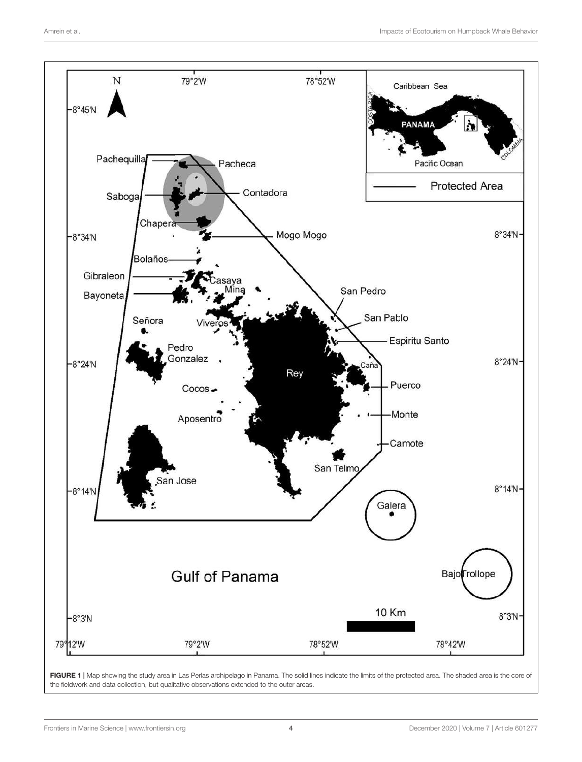FIGURE 1 | Map showing the study area in Las Perlas archipelago in Panama. The solid lines indicate the limits of the protected area. The shaded area is the core of the fieldwork and data collection, but qualitative observations extended to the outer areas.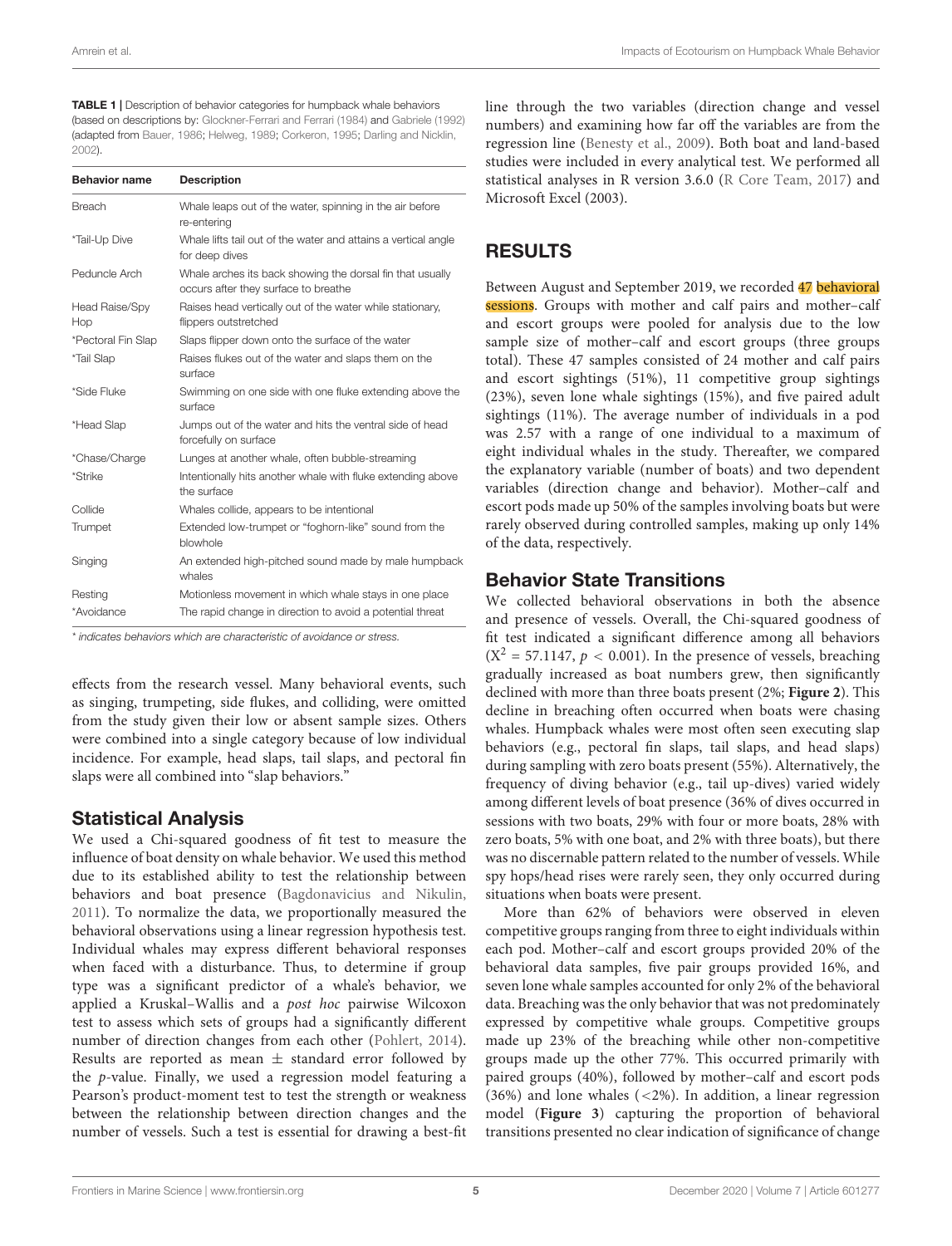**TABLE 1 |** Description of behavior categories for humpback whale behaviors (based on descriptions by: Glockner-Ferrari and Ferrari (1984) and Gabriele (1992) (adapted from Bauer, 1986; Helweg, 1989; Corkeron, 1995; Darling and Nicklin, 2002).

| Behavior name | Description |
|---|---|
| Breach | Whale leaps out of the water, spinning in the air before re-entering |
| *Tail-Up Dive | Whale lifts tail out of the water and attains a vertical angle for deep dives |
| Peduncle Arch | Whale arches its back showing the dorsal fin that usually occurs after they surface to breathe |
| Head Raise/Spy Hop | Raises head vertically out of the water while stationary, flippers outstretched |
| *Pectoral Fin Slap | Slaps flipper down onto the surface of the water |
| *Tail Slap | Raises flukes out of the water and slaps them on the surface |
| *Side Fluke | Swimming on one side with one fluke extending above the surface |
| *Head Slap | Jumps out of the water and hits the ventral side of head forcefully on surface |
| *Chase/Charge | Lunges at another whale, often bubble-streaming |
| *Strike | Intentionally hits another whale with fluke extending above the surface |
| Collide | Whales collide, appears to be intentional |
| Trumpet | Extended low-trumpet or "foghorn-like" sound from the blowhole |
| Singing | An extended high-pitched sound made by male humpback whales |
| Resting | Motionless movement in which whale stays in one place |
| *Avoidance | The rapid change in direction to avoid a potential threat |

*\* indicates behaviors which are characteristic of avoidance or stress.*

effects from the research vessel. Many behavioral events, such as singing, trumpeting, side flukes, and colliding, were omitted from the study given their low or absent sample sizes. Others were combined into a single category because of low individual incidence. For example, head slaps, tail slaps, and pectoral fin slaps were all combined into "slap behaviors."

## Statistical Analysis

We used a Chi-squared goodness of fit test to measure the influence of boat density on whale behavior. We used this method due to its established ability to test the relationship between behaviors and boat presence (Bagdonavicius and Nikulin, 2011). To normalize the data, we proportionally measured the behavioral observations using a linear regression hypothesis test. Individual whales may express different behavioral responses when faced with a disturbance. Thus, to determine if group type was a significant predictor of a whale's behavior, we applied a Kruskal–Wallis and a *post hoc* pairwise Wilcoxon test to assess which sets of groups had a significantly different number of direction changes from each other (Pohlert, 2014). Results are reported as mean ± standard error followed by the *p*-value. Finally, we used a regression model featuring a Pearson's product-moment test to test the strength or weakness between the relationship between direction changes and the number of vessels. Such a test is essential for drawing a best-fit line through the two variables (direction change and vessel numbers) and examining how far off the variables are from the regression line (Benesty et al., 2009). Both boat and land-based studies were included in every analytical test. We performed all statistical analyses in R version 3.6.0 (R Core Team, 2017) and Microsoft Excel (2003).

# RESULTS

Between August and September 2019, we recorded 47 behavioral sessions. Groups with mother and calf pairs and mother–calf and escort groups were pooled for analysis due to the low sample size of mother–calf and escort groups (three groups total). These 47 samples consisted of 24 mother and calf pairs and escort sightings (51%), 11 competitive group sightings (23%), seven lone whale sightings (15%), and five paired adult sightings (11%). The average number of individuals in a pod was 2.57 with a range of one individual to a maximum of eight individual whales in the study. Thereafter, we compared the explanatory variable (number of boats) and two dependent variables (direction change and behavior). Mother–calf and escort pods made up 50% of the samples involving boats but were rarely observed during controlled samples, making up only 14% of the data, respectively.

## Behavior State Transitions

We collected behavioral observations in both the absence and presence of vessels. Overall, the Chi-squared goodness of fit test indicated a significant difference among all behaviors ($X^2 = 57.1147$, $p < 0.001$). In the presence of vessels, breaching gradually increased as boat numbers grew, then significantly declined with more than three boats present (2%; **Figure 2**). This decline in breaching often occurred when boats were chasing whales. Humpback whales were most often seen executing slap behaviors (e.g., pectoral fin slaps, tail slaps, and head slaps) during sampling with zero boats present (55%). Alternatively, the frequency of diving behavior (e.g., tail up-dives) varied widely among different levels of boat presence (36% of dives occurred in sessions with two boats, 29% with four or more boats, 28% with zero boats, 5% with one boat, and 2% with three boats), but there was no discernable pattern related to the number of vessels. While spy hops/head rises were rarely seen, they only occurred during situations when boats were present.

More than 62% of behaviors were observed in eleven competitive groups ranging from three to eight individuals within each pod. Mother–calf and escort groups provided 20% of the behavioral data samples, five pair groups provided 16%, and seven lone whale samples accounted for only 2% of the behavioral data. Breaching was the only behavior that was not predominately expressed by competitive whale groups. Competitive groups made up 23% of the breaching while other non-competitive groups made up the other 77%. This occurred primarily with paired groups (40%), followed by mother–calf and escort pods (36%) and lone whales (<2%). In addition, a linear regression model (**Figure 3**) capturing the proportion of behavioral transitions presented no clear indication of significance of change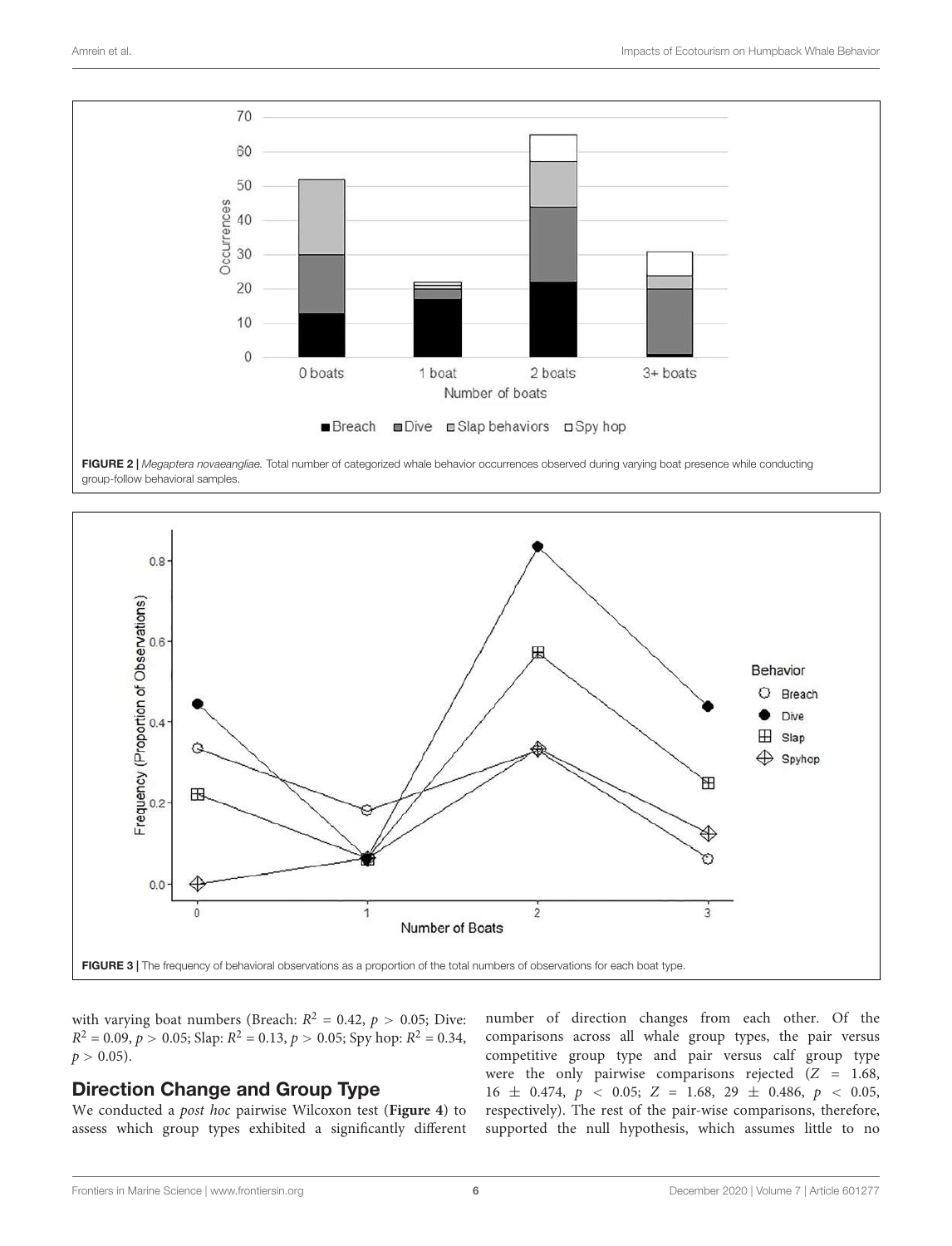FIGURE 2 | *Megaptera novaeangliae.* Total number of categorized whale behavior occurrences observed during varying boat presence while conducting group-follow behavioral samples.

FIGURE 3 | The frequency of behavioral observations as a proportion of the total numbers of observations for each boat type.

with varying boat numbers (Breach: $R^2 = 0.42$, $p > 0.05$; Dive: $R^2 = 0.09$, $p > 0.05$; Slap: $R^2 = 0.13$, $p > 0.05$; Spy hop: $R^2 = 0.34$, $p > 0.05$).

## Direction Change and Group Type

We conducted a *post hoc* pairwise Wilcoxon test (**Figure 4**) to assess which group types exhibited a significantly different number of direction changes from each other. Of the comparisons across all whale group types, the pair versus competitive group type and pair versus calf group type were the only pairwise comparisons rejected ($Z = 1.68$, $16 \pm 0.474$, $p < 0.05$; $Z = 1.68$, $29 \pm 0.486$, $p < 0.05$, respectively). The rest of the pair-wise comparisons, therefore, supported the null hypothesis, which assumes little to no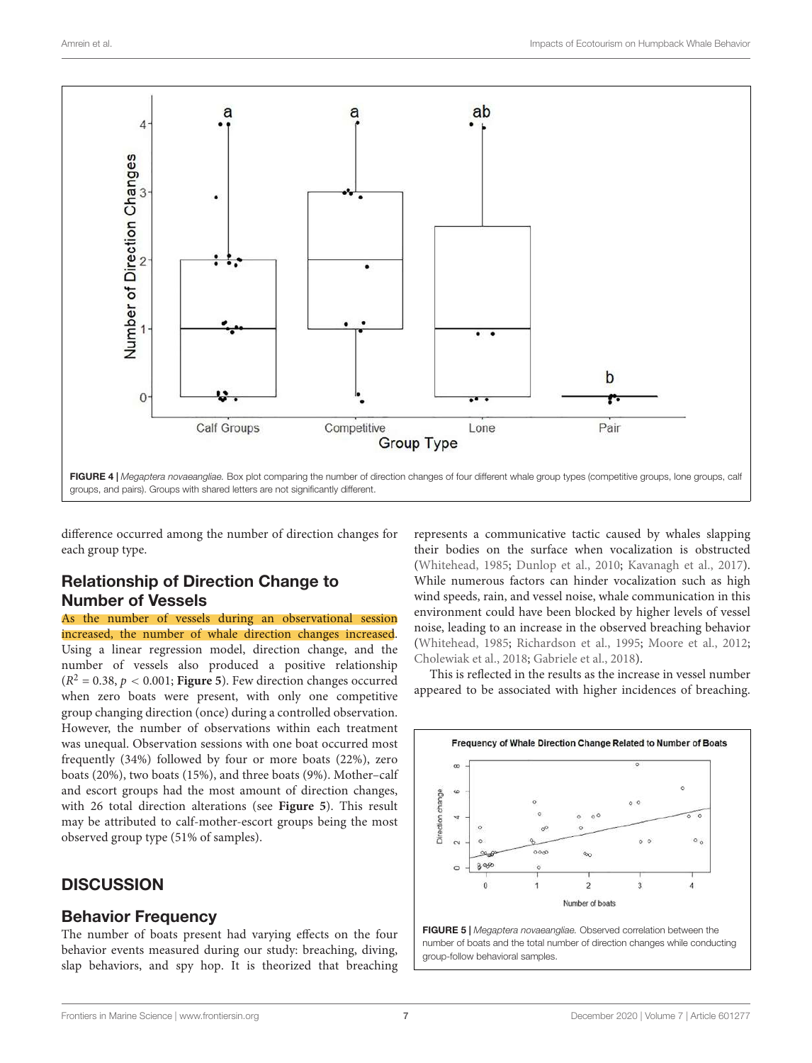FIGURE 4 | *Megaptera novaeangliae.* Box plot comparing the number of direction changes of four different whale group types (competitive groups, lone groups, calf groups, and pairs). Groups with shared letters are not significantly different.

difference occurred among the number of direction changes for each group type.

### Relationship of Direction Change to Number of Vessels

As the number of vessels during an observational session increased, the number of whale direction changes increased. Using a linear regression model, direction change, and the number of vessels also produced a positive relationship ($R^2 = 0.38$, $p < 0.001$; **Figure 5**). Few direction changes occurred when zero boats were present, with only one competitive group changing direction (once) during a controlled observation. However, the number of observations within each treatment was unequal. Observation sessions with one boat occurred most frequently (34%) followed by four or more boats (22%), zero boats (20%), two boats (15%), and three boats (9%). Mother–calf and escort groups had the most amount of direction changes, with 26 total direction alterations (see **Figure 5**). This result may be attributed to calf-mother-escort groups being the most observed group type (51% of samples).

## DISCUSSION

### Behavior Frequency

The number of boats present had varying effects on the four behavior events measured during our study: breaching, diving, slap behaviors, and spy hop. It is theorized that breaching represents a communicative tactic caused by whales slapping their bodies on the surface when vocalization is obstructed (Whitehead, 1985; Dunlop et al., 2010; Kavanagh et al., 2017). While numerous factors can hinder vocalization such as high wind speeds, rain, and vessel noise, whale communication in this environment could have been blocked by higher levels of vessel noise, leading to an increase in the observed breaching behavior (Whitehead, 1985; Richardson et al., 1995; Moore et al., 2012; Cholewiak et al., 2018; Gabriele et al., 2018).

This is reflected in the results as the increase in vessel number appeared to be associated with higher incidences of breaching.

FIGURE 5 | *Megaptera novaeangliae.* Observed correlation between the number of boats and the total number of direction changes while conducting group-follow behavioral samples.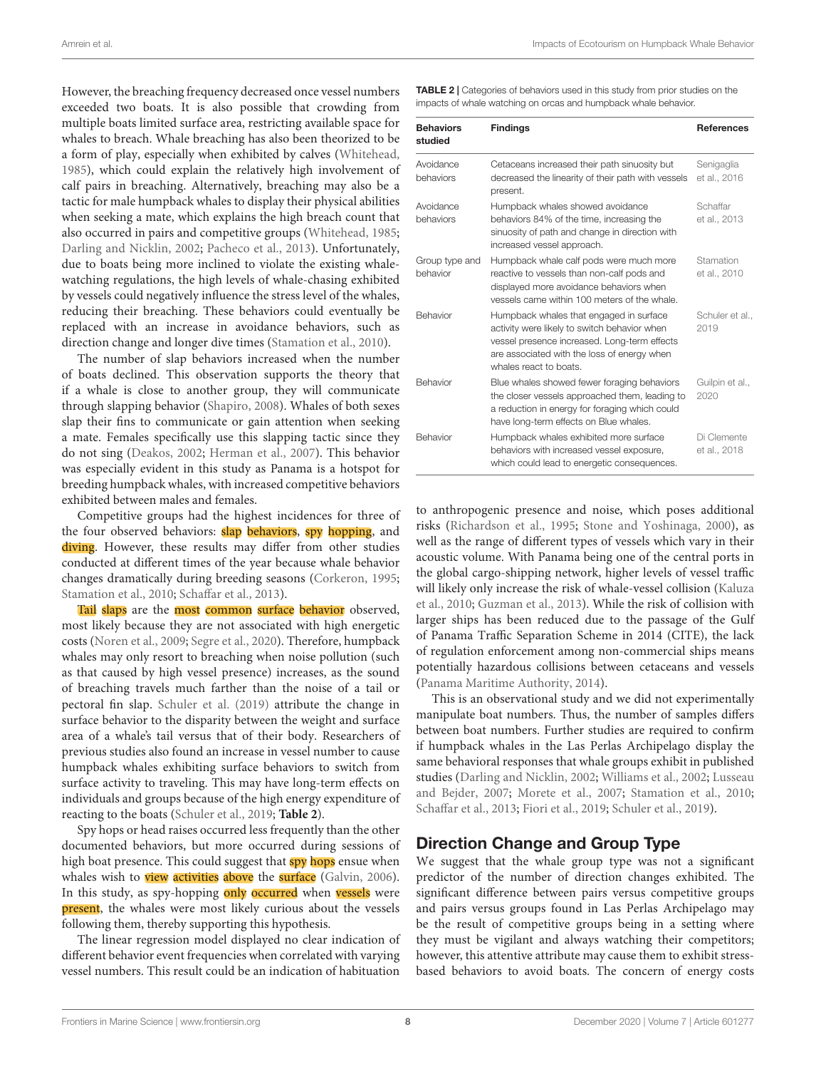However, the breaching frequency decreased once vessel numbers exceeded two boats. It is also possible that crowding from multiple boats limited surface area, restricting available space for whales to breach. Whale breaching has also been theorized to be a form of play, especially when exhibited by calves (Whitehead, 1985), which could explain the relatively high involvement of calf pairs in breaching. Alternatively, breaching may also be a tactic for male humpback whales to display their physical abilities when seeking a mate, which explains the high breach count that also occurred in pairs and competitive groups (Whitehead, 1985; Darling and Nicklin, 2002; Pacheco et al., 2013). Unfortunately, due to boats being more inclined to violate the existing whale-watching regulations, the high levels of whale-chasing exhibited by vessels could negatively influence the stress level of the whales, reducing their breaching. These behaviors could eventually be replaced with an increase in avoidance behaviors, such as direction change and longer dive times (Stamation et al., 2010).

The number of slap behaviors increased when the number of boats declined. This observation supports the theory that if a whale is close to another group, they will communicate through slapping behavior (Shapiro, 2008). Whales of both sexes slap their fins to communicate or gain attention when seeking a mate. Females specifically use this slapping tactic since they do not sing (Deakos, 2002; Herman et al., 2007). This behavior was especially evident in this study as Panama is a hotspot for breeding humpback whales, with increased competitive behaviors exhibited between males and females.

Competitive groups had the highest incidences for three of the four observed behaviors: slap behaviors, spy hopping, and diving. However, these results may differ from other studies conducted at different times of the year because whale behavior changes dramatically during breeding seasons (Corkeron, 1995; Stamation et al., 2010; Schaffar et al., 2013).

Tail slaps are the most common surface behavior observed, most likely because they are not associated with high energetic costs (Noren et al., 2009; Segre et al., 2020). Therefore, humpback whales may only resort to breaching when noise pollution (such as that caused by high vessel presence) increases, as the sound of breaching travels much farther than the noise of a tail or pectoral fin slap. Schuler et al. (2019) attribute the change in surface behavior to the disparity between the weight and surface area of a whale's tail versus that of their body. Researchers of previous studies also found an increase in vessel number to cause humpback whales exhibiting surface behaviors to switch from surface activity to traveling. This may have long-term effects on individuals and groups because of the high energy expenditure of reacting to the boats (Schuler et al., 2019; **Table 2**).

Spy hops or head raises occurred less frequently than the other documented behaviors, but more occurred during sessions of high boat presence. This could suggest that spy hops ensue when whales wish to view activities above the surface (Galvin, 2006). In this study, as spy-hopping only occurred when vessels were present, the whales were most likely curious about the vessels following them, thereby supporting this hypothesis.

The linear regression model displayed no clear indication of different behavior event frequencies when correlated with varying vessel numbers. This result could be an indication of habituation to anthropogenic presence and noise, which poses additional risks (Richardson et al., 1995; Stone and Yoshinaga, 2000), as well as the range of different types of vessels which vary in their acoustic volume. With Panama being one of the central ports in the global cargo-shipping network, higher levels of vessel traffic will likely only increase the risk of whale-vessel collision (Kaluza et al., 2010; Guzman et al., 2013). While the risk of collision with larger ships has been reduced due to the passage of the Gulf of Panama Traffic Separation Scheme in 2014 (CITE), the lack of regulation enforcement among non-commercial ships means potentially hazardous collisions between cetaceans and vessels (Panama Maritime Authority, 2014).

This is an observational study and we did not experimentally manipulate boat numbers. Thus, the number of samples differs between boat numbers. Further studies are required to confirm if humpback whales in the Las Perlas Archipelago display the same behavioral responses that whale groups exhibit in published studies (Darling and Nicklin, 2002; Williams et al., 2002; Lusseau and Bejder, 2007; Morete et al., 2007; Stamation et al., 2010; Schaffar et al., 2013; Fiori et al., 2019; Schuler et al., 2019).

**TABLE 2** | Categories of behaviors used in this study from prior studies on the impacts of whale watching on orcas and humpback whale behavior.

| Behaviors studied | Findings | References |
|---|---|---|
| Avoidance behaviors | Cetaceans increased their path sinuosity but decreased the linearity of their path with vessels present. | Senigaglia et al., 2016 |
| Avoidance behaviors | Humpback whales showed avoidance behaviors 84% of the time, increasing the sinuosity of path and change in direction with increased vessel approach. | Schaffar et al., 2013 |
| Group type and behavior | Humpback whale calf pods were much more reactive to vessels than non-calf pods and displayed more avoidance behaviors when vessels came within 100 meters of the whale. | Stamation et al., 2010 |
| Behavior | Humpback whales that engaged in surface activity were likely to switch behavior when vessel presence increased. Long-term effects are associated with the loss of energy when whales react to boats. | Schuler et al., 2019 |
| Behavior | Blue whales showed fewer foraging behaviors the closer vessels approached them, leading to a reduction in energy for foraging which could have long-term effects on Blue whales. | Guilpin et al., 2020 |
| Behavior | Humpback whales exhibited more surface behaviors with increased vessel exposure, which could lead to energetic consequences. | Di Clemente et al., 2018 |

## Direction Change and Group Type

We suggest that the whale group type was not a significant predictor of the number of direction changes exhibited. The significant difference between pairs versus competitive groups and pairs versus groups found in Las Perlas Archipelago may be the result of competitive groups being in a setting where they must be vigilant and always watching their competitors; however, this attentive attribute may cause them to exhibit stress-based behaviors to avoid boats. The concern of energy costs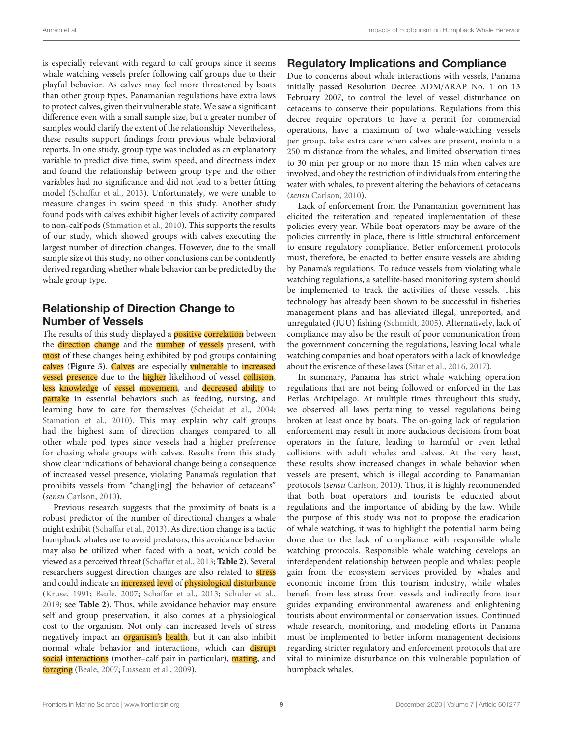is especially relevant with regard to calf groups since it seems whale watching vessels prefer following calf groups due to their playful behavior. As calves may feel more threatened by boats than other group types, Panamanian regulations have extra laws to protect calves, given their vulnerable state. We saw a significant difference even with a small sample size, but a greater number of samples would clarify the extent of the relationship. Nevertheless, these results support findings from previous whale behavioral reports. In one study, group type was included as an explanatory variable to predict dive time, swim speed, and directness index and found the relationship between group type and the other variables had no significance and did not lead to a better fitting model (Schaffar et al., 2013). Unfortunately, we were unable to measure changes in swim speed in this study. Another study found pods with calves exhibit higher levels of activity compared to non-calf pods (Stamation et al., 2010). This supports the results of our study, which showed groups with calves executing the largest number of direction changes. However, due to the small sample size of this study, no other conclusions can be confidently derived regarding whether whale behavior can be predicted by the whale group type.

## Relationship of Direction Change to Number of Vessels

The results of this study displayed a positive correlation between the direction change and the number of vessels present, with most of these changes being exhibited by pod groups containing calves (**Figure 5**). Calves are especially vulnerable to increased vessel presence due to the higher likelihood of vessel collision, less knowledge of vessel movement, and decreased ability to partake in essential behaviors such as feeding, nursing, and learning how to care for themselves (Scheidat et al., 2004; Stamation et al., 2010). This may explain why calf groups had the highest sum of direction changes compared to all other whale pod types since vessels had a higher preference for chasing whale groups with calves. Results from this study show clear indications of behavioral change being a consequence of increased vessel presence, violating Panama's regulation that prohibits vessels from "chang[ing] the behavior of cetaceans" (*sensu* Carlson, 2010).

Previous research suggests that the proximity of boats is a robust predictor of the number of directional changes a whale might exhibit (Schaffar et al., 2013). As direction change is a tactic humpback whales use to avoid predators, this avoidance behavior may also be utilized when faced with a boat, which could be viewed as a perceived threat (Schaffar et al., 2013; **Table 2**). Several researchers suggest direction changes are also related to stress and could indicate an increased level of physiological disturbance (Kruse, 1991; Beale, 2007; Schaffar et al., 2013; Schuler et al., 2019; see **Table 2**). Thus, while avoidance behavior may ensure self and group preservation, it also comes at a physiological cost to the organism. Not only can increased levels of stress negatively impact an organism's health, but it can also inhibit normal whale behavior and interactions, which can disrupt social interactions (mother–calf pair in particular), mating, and foraging (Beale, 2007; Lusseau et al., 2009).

## Regulatory Implications and Compliance

Due to concerns about whale interactions with vessels, Panama initially passed Resolution Decree ADM/ARAP No. 1 on 13 February 2007, to control the level of vessel disturbance on cetaceans to conserve their populations. Regulations from this decree require operators to have a permit for commercial operations, have a maximum of two whale-watching vessels per group, take extra care when calves are present, maintain a 250 m distance from the whales, and limited observation times to 30 min per group or no more than 15 min when calves are involved, and obey the restriction of individuals from entering the water with whales, to prevent altering the behaviors of cetaceans (*sensu* Carlson, 2010).

Lack of enforcement from the Panamanian government has elicited the reiteration and repeated implementation of these policies every year. While boat operators may be aware of the policies currently in place, there is little structural enforcement to ensure regulatory compliance. Better enforcement protocols must, therefore, be enacted to better ensure vessels are abiding by Panama's regulations. To reduce vessels from violating whale watching regulations, a satellite-based monitoring system should be implemented to track the activities of these vessels. This technology has already been shown to be successful in fisheries management plans and has alleviated illegal, unreported, and unregulated (IUU) fishing (Schmidt, 2005). Alternatively, lack of compliance may also be the result of poor communication from the government concerning the regulations, leaving local whale watching companies and boat operators with a lack of knowledge about the existence of these laws (Sitar et al., 2016, 2017).

In summary, Panama has strict whale watching operation regulations that are not being followed or enforced in the Las Perlas Archipelago. At multiple times throughout this study, we observed all laws pertaining to vessel regulations being broken at least once by boats. The on-going lack of regulation enforcement may result in more audacious decisions from boat operators in the future, leading to harmful or even lethal collisions with adult whales and calves. At the very least, these results show increased changes in whale behavior when vessels are present, which is illegal according to Panamanian protocols (*sensu* Carlson, 2010). Thus, it is highly recommended that both boat operators and tourists be educated about regulations and the importance of abiding by the law. While the purpose of this study was not to propose the eradication of whale watching, it was to highlight the potential harm being done due to the lack of compliance with responsible whale watching protocols. Responsible whale watching develops an interdependent relationship between people and whales: people gain from the ecosystem services provided by whales and economic income from this tourism industry, while whales benefit from less stress from vessels and indirectly from tour guides expanding environmental awareness and enlightening tourists about environmental or conservation issues. Continued whale research, monitoring, and modeling efforts in Panama must be implemented to better inform management decisions regarding stricter regulatory and enforcement protocols that are vital to minimize disturbance on this vulnerable population of humpback whales.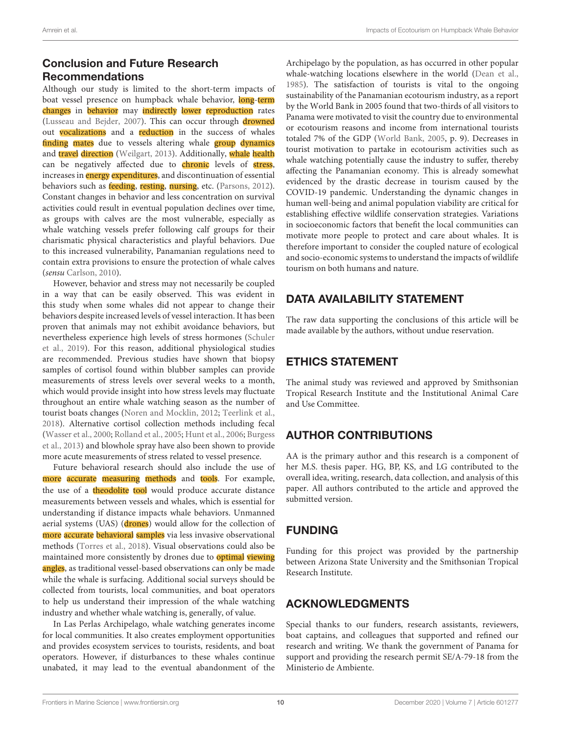## Conclusion and Future Research Recommendations

Although our study is limited to the short-term impacts of boat vessel presence on humpback whale behavior, long-term changes in behavior may indirectly lower reproduction rates (Lusseau and Bejder, 2007). This can occur through drowned out vocalizations and a reduction in the success of whales finding mates due to vessels altering whale group dynamics and travel direction (Weilgart, 2013). Additionally, whale health can be negatively affected due to chronic levels of stress, increases in energy expenditures, and discontinuation of essential behaviors such as feeding, resting, nursing, etc. (Parsons, 2012). Constant changes in behavior and less concentration on survival activities could result in eventual population declines over time, as groups with calves are the most vulnerable, especially as whale watching vessels prefer following calf groups for their charismatic physical characteristics and playful behaviors. Due to this increased vulnerability, Panamanian regulations need to contain extra provisions to ensure the protection of whale calves (*sensu* Carlson, 2010).

However, behavior and stress may not necessarily be coupled in a way that can be easily observed. This was evident in this study when some whales did not appear to change their behaviors despite increased levels of vessel interaction. It has been proven that animals may not exhibit avoidance behaviors, but nevertheless experience high levels of stress hormones (Schuler et al., 2019). For this reason, additional physiological studies are recommended. Previous studies have shown that biopsy samples of cortisol found within blubber samples can provide measurements of stress levels over several weeks to a month, which would provide insight into how stress levels may fluctuate throughout an entire whale watching season as the number of tourist boats changes (Noren and Mocklin, 2012; Teerlink et al., 2018). Alternative cortisol collection methods including fecal (Wasser et al., 2000; Rolland et al., 2005; Hunt et al., 2006; Burgess et al., 2013) and blowhole spray have also been shown to provide more acute measurements of stress related to vessel presence.

Future behavioral research should also include the use of more accurate measuring methods and tools. For example, the use of a theodolite tool would produce accurate distance measurements between vessels and whales, which is essential for understanding if distance impacts whale behaviors. Unmanned aerial systems (UAS) (drones) would allow for the collection of more accurate behavioral samples via less invasive observational methods (Torres et al., 2018). Visual observations could also be maintained more consistently by drones due to optimal viewing angles, as traditional vessel-based observations can only be made while the whale is surfacing. Additional social surveys should be collected from tourists, local communities, and boat operators to help us understand their impression of the whale watching industry and whether whale watching is, generally, of value.

In Las Perlas Archipelago, whale watching generates income for local communities. It also creates employment opportunities and provides ecosystem services to tourists, residents, and boat operators. However, if disturbances to these whales continue unabated, it may lead to the eventual abandonment of the Archipelago by the population, as has occurred in other popular whale-watching locations elsewhere in the world (Dean et al., 1985). The satisfaction of tourists is vital to the ongoing sustainability of the Panamanian ecotourism industry, as a report by the World Bank in 2005 found that two-thirds of all visitors to Panama were motivated to visit the country due to environmental or ecotourism reasons and income from international tourists totaled 7% of the GDP (World Bank, 2005, p. 9). Decreases in tourist motivation to partake in ecotourism activities such as whale watching potentially cause the industry to suffer, thereby affecting the Panamanian economy. This is already somewhat evidenced by the drastic decrease in tourism caused by the COVID-19 pandemic. Understanding the dynamic changes in human well-being and animal population viability are critical for establishing effective wildlife conservation strategies. Variations in socioeconomic factors that benefit the local communities can motivate more people to protect and care about whales. It is therefore important to consider the coupled nature of ecological and socio-economic systems to understand the impacts of wildlife tourism on both humans and nature.

## DATA AVAILABILITY STATEMENT

The raw data supporting the conclusions of this article will be made available by the authors, without undue reservation.

## ETHICS STATEMENT

The animal study was reviewed and approved by Smithsonian Tropical Research Institute and the Institutional Animal Care and Use Committee.

## AUTHOR CONTRIBUTIONS

AA is the primary author and this research is a component of her M.S. thesis paper. HG, BP, KS, and LG contributed to the overall idea, writing, research, data collection, and analysis of this paper. All authors contributed to the article and approved the submitted version.

## FUNDING

Funding for this project was provided by the partnership between Arizona State University and the Smithsonian Tropical Research Institute.

## ACKNOWLEDGMENTS

Special thanks to our funders, research assistants, reviewers, boat captains, and colleagues that supported and refined our research and writing. We thank the government of Panama for support and providing the research permit SE/A-79-18 from the Ministerio de Ambiente.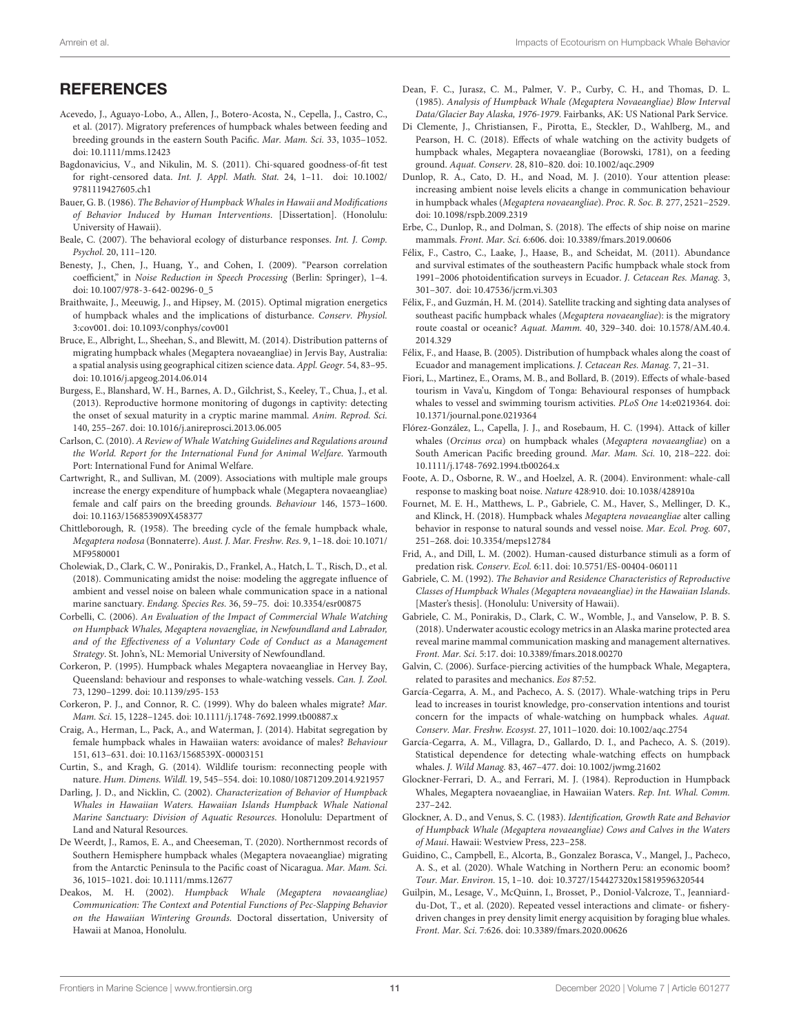## REFERENCES

Acevedo, J., Aguayo-Lobo, A., Allen, J., Botero-Acosta, N., Cepella, J., Castro, C., et al. (2017). Migratory preferences of humpback whales between feeding and breeding grounds in the eastern South Pacific. *Mar. Mam. Sci.* 33, 1035–1052. doi: 10.1111/mms.12423

Bagdonavicius, V., and Nikulin, M. S. (2011). Chi-squared goodness-of-fit test for right-censored data. *Int. J. Appl. Math. Stat.* 24, 1–11. doi: 10.1002/9781119427605.ch1

Bauer, G. B. (1986). *The Behavior of Humpback Whales in Hawaii and Modifications of Behavior Induced by Human Interventions*. [Dissertation]. (Honolulu: University of Hawaii).

Beale, C. (2007). The behavioral ecology of disturbance responses. *Int. J. Comp. Psychol.* 20, 111–120.

Benesty, J., Chen, J., Huang, Y., and Cohen, I. (2009). "Pearson correlation coefficient," in *Noise Reduction in Speech Processing* (Berlin: Springer), 1–4. doi: 10.1007/978-3-642-00296-0_5

Braithwaite, J., Meeuwig, J., and Hipsey, M. (2015). Optimal migration energetics of humpback whales and the implications of disturbance. *Conserv. Physiol.* 3:cov001. doi: 10.1093/conphys/cov001

Bruce, E., Albright, L., Sheehan, S., and Blewitt, M. (2014). Distribution patterns of migrating humpback whales (Megaptera novaeangliae) in Jervis Bay, Australia: a spatial analysis using geographical citizen science data. *Appl. Geogr.* 54, 83–95. doi: 10.1016/j.apgeog.2014.06.014

Burgess, E., Blanshard, W. H., Barnes, A. D., Gilchrist, S., Keeley, T., Chua, J., et al. (2013). Reproductive hormone monitoring of dugongs in captivity: detecting the onset of sexual maturity in a cryptic marine mammal. *Anim. Reprod. Sci.* 140, 255–267. doi: 10.1016/j.anireprosci.2013.06.005

Carlson, C. (2010). *A Review of Whale Watching Guidelines and Regulations around the World. Report for the International Fund for Animal Welfare*. Yarmouth Port: International Fund for Animal Welfare.

Cartwright, R., and Sullivan, M. (2009). Associations with multiple male groups increase the energy expenditure of humpback whale (Megaptera novaeangliae) female and calf pairs on the breeding grounds. *Behaviour* 146, 1573–1600. doi: 10.1163/156853909X458377

Chittleborough, R. (1958). The breeding cycle of the female humpback whale, *Megaptera nodosa* (Bonnaterre). *Aust. J. Mar. Freshw. Res.* 9, 1–18. doi: 10.1071/MF9580001

Cholewiak, D., Clark, C. W., Ponirakis, D., Frankel, A., Hatch, L. T., Risch, D., et al. (2018). Communicating amidst the noise: modeling the aggregate influence of ambient and vessel noise on baleen whale communication space in a national marine sanctuary. *Endang. Species Res.* 36, 59–75. doi: 10.3354/esr00875

Corbelli, C. (2006). *An Evaluation of the Impact of Commercial Whale Watching on Humpback Whales, Megaptera novaengliae, in Newfoundland and Labrador, and of the Effectiveness of a Voluntary Code of Conduct as a Management Strategy*. St. John's, NL: Memorial University of Newfoundland.

Corkeron, P. (1995). Humpback whales Megaptera novaeangliae in Hervey Bay, Queensland: behaviour and responses to whale-watching vessels. *Can. J. Zool.* 73, 1290–1299. doi: 10.1139/z95-153

Corkeron, P. J., and Connor, R. C. (1999). Why do baleen whales migrate? *Mar. Mam. Sci.* 15, 1228–1245. doi: 10.1111/j.1748-7692.1999.tb00887.x

Craig, A., Herman, L., Pack, A., and Waterman, J. (2014). Habitat segregation by female humpback whales in Hawaiian waters: avoidance of males? *Behaviour* 151, 613–631. doi: 10.1163/1568539X-00003151

Curtin, S., and Kragh, G. (2014). Wildlife tourism: reconnecting people with nature. *Hum. Dimens. Wildl.* 19, 545–554. doi: 10.1080/10871209.2014.921957

Darling, J. D., and Nicklin, C. (2002). *Characterization of Behavior of Humpback Whales in Hawaiian Waters. Hawaiian Islands Humpback Whale National Marine Sanctuary: Division of Aquatic Resources*. Honolulu: Department of Land and Natural Resources.

De Weerdt, J., Ramos, E. A., and Cheeseman, T. (2020). Northernmost records of Southern Hemisphere humpback whales (Megaptera novaeangliae) migrating from the Antarctic Peninsula to the Pacific coast of Nicaragua. *Mar. Mam. Sci.* 36, 1015–1021. doi: 10.1111/mms.12677

Deakos, M. H. (2002). *Humpback Whale (Megaptera novaeangliae) Communication: The Context and Potential Functions of Pec-Slapping Behavior on the Hawaiian Wintering Grounds*. Doctoral dissertation, University of Hawaii at Manoa, Honolulu.

Dean, F. C., Jurasz, C. M., Palmer, V. P., Curby, C. H., and Thomas, D. L. (1985). *Analysis of Humpback Whale (Megaptera Novaeangliae) Blow Interval Data/Glacier Bay Alaska, 1976-1979*. Fairbanks, AK: US National Park Service.

Di Clemente, J., Christiansen, F., Pirotta, E., Steckler, D., Wahlberg, M., and Pearson, H. C. (2018). Effects of whale watching on the activity budgets of humpback whales, Megaptera novaeangliae (Borowski, 1781), on a feeding ground. *Aquat. Conserv.* 28, 810–820. doi: 10.1002/aqc.2909

Dunlop, R. A., Cato, D. H., and Noad, M. J. (2010). Your attention please: increasing ambient noise levels elicits a change in communication behaviour in humpback whales (*Megaptera novaeangliae*). *Proc. R. Soc. B.* 277, 2521–2529. doi: 10.1098/rspb.2009.2319

Erbe, C., Dunlop, R., and Dolman, S. (2018). The effects of ship noise on marine mammals. *Front. Mar. Sci.* 6:606. doi: 10.3389/fmars.2019.00606

Félix, F., Castro, C., Laake, J., Haase, B., and Scheidat, M. (2011). Abundance and survival estimates of the southeastern Pacific humpback whale stock from 1991–2006 photoidentification surveys in Ecuador. *J. Cetacean Res. Manag.* 3, 301–307. doi: 10.47536/jcrm.vi.303

Félix, F., and Guzmán, H. M. (2014). Satellite tracking and sighting data analyses of southeast pacific humpback whales (*Megaptera novaeangliae*): is the migratory route coastal or oceanic? *Aquat. Mamm.* 40, 329–340. doi: 10.1578/AM.40.4.2014.329

Félix, F., and Haase, B. (2005). Distribution of humpback whales along the coast of Ecuador and management implications. *J. Cetacean Res. Manag.* 7, 21–31.

Fiori, L., Martinez, E., Orams, M. B., and Bollard, B. (2019). Effects of whale-based tourism in Vava'u, Kingdom of Tonga: Behavioural responses of humpback whales to vessel and swimming tourism activities. *PLoS One* 14:e0219364. doi: 10.1371/journal.pone.0219364

Flórez-González, L., Capella, J. J., and Rosebaum, H. C. (1994). Attack of killer whales (*Orcinus orca*) on humpback whales (*Megaptera novaeangliae*) on a South American Pacific breeding ground. *Mar. Mam. Sci.* 10, 218–222. doi: 10.1111/j.1748-7692.1994.tb00264.x

Foote, A. D., Osborne, R. W., and Hoelzel, A. R. (2004). Environment: whale-call response to masking boat noise. *Nature* 428:910. doi: 10.1038/428910a

Fournet, M. E. H., Matthews, L. P., Gabriele, C. M., Haver, S., Mellinger, D. K., and Klinck, H. (2018). Humpback whales *Megaptera novaeangliae* alter calling behavior in response to natural sounds and vessel noise. *Mar. Ecol. Prog.* 607, 251–268. doi: 10.3354/meps12784

Frid, A., and Dill, L. M. (2002). Human-caused disturbance stimuli as a form of predation risk. *Conserv. Ecol.* 6:11. doi: 10.5751/ES-00404-060111

Gabriele, C. M. (1992). *The Behavior and Residence Characteristics of Reproductive Classes of Humpback Whales (Megaptera novaeangliae) in the Hawaiian Islands*. [Master's thesis]. (Honolulu: University of Hawaii).

Gabriele, C. M., Ponirakis, D., Clark, C. W., Womble, J., and Vanselow, P. B. S. (2018). Underwater acoustic ecology metrics in an Alaska marine protected area reveal marine mammal communication masking and management alternatives. *Front. Mar. Sci.* 5:17. doi: 10.3389/fmars.2018.00270

Galvin, C. (2006). Surface-piercing activities of the humpback Whale, Megaptera, related to parasites and mechanics. *Eos* 87:52.

García-Cegarra, A. M., and Pacheco, A. S. (2017). Whale-watching trips in Peru lead to increases in tourist knowledge, pro-conservation intentions and tourist concern for the impacts of whale-watching on humpback whales. *Aquat. Conserv. Mar. Freshw. Ecosyst.* 27, 1011–1020. doi: 10.1002/aqc.2754

García-Cegarra, A. M., Villagra, D., Gallardo, D. I., and Pacheco, A. S. (2019). Statistical dependence for detecting whale-watching effects on humpback whales. *J. Wild Manag.* 83, 467–477. doi: 10.1002/jwmg.21602

Glockner-Ferrari, D. A., and Ferrari, M. J. (1984). Reproduction in Humpback Whales, Megaptera novaeangliae, in Hawaiian Waters. *Rep. Int. Whal. Comm.* 237–242.

Glockner, A. D., and Venus, S. C. (1983). *Identification, Growth Rate and Behavior of Humpback Whale (Megaptera novaeangliae) Cows and Calves in the Waters of Maui*. Hawaii: Westview Press, 223–258.

Guidino, C., Campbell, E., Alcorta, B., Gonzalez Borasca, V., Mangel, J., Pacheco, A. S., et al. (2020). Whale Watching in Northern Peru: an economic boom? *Tour. Mar. Environ.* 15, 1–10. doi: 10.3727/154427320x15819596320544

Guilpin, M., Lesage, V., McQuinn, I., Brosset, P., Doniol-Valcroze, T., Jeanniard-du-Dot, T., et al. (2020). Repeated vessel interactions and climate- or fishery-driven changes in prey density limit energy acquisition by foraging blue whales. *Front. Mar. Sci.* 7:626. doi: 10.3389/fmars.2020.00626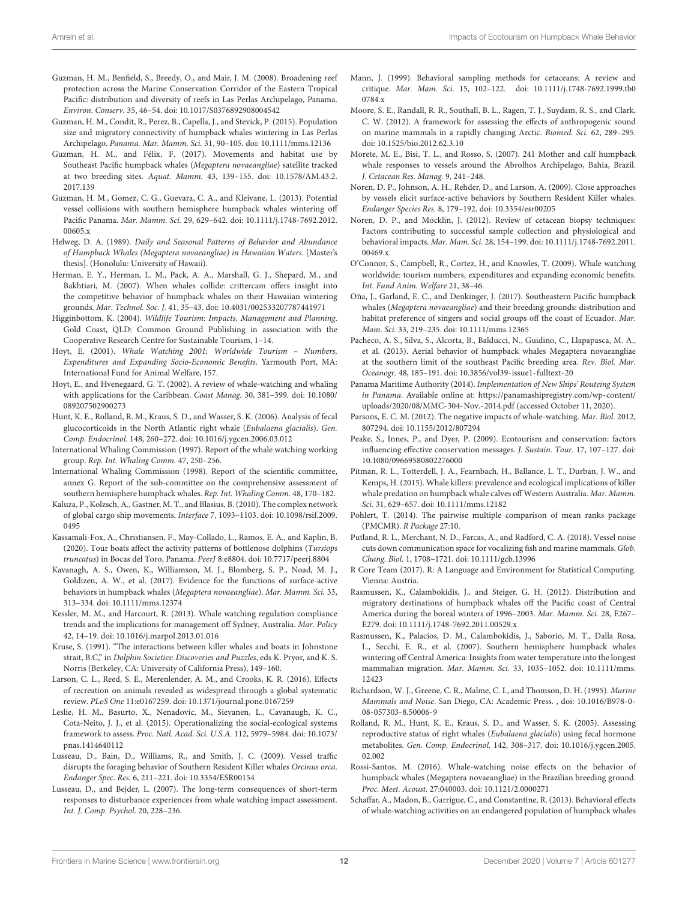Guzman, H. M., Benfield, S., Breedy, O., and Mair, J. M. (2008). Broadening reef protection across the Marine Conservation Corridor of the Eastern Tropical Pacific: distribution and diversity of reefs in Las Perlas Archipelago, Panama. *Environ. Conserv.* 35, 46–54. doi: 10.1017/S0376892908004542

Guzman, H. M., Condit, R., Perez, B., Capella, J., and Stevick, P. (2015). Population size and migratory connectivity of humpback whales wintering in Las Perlas Archipelago. *Panama. Mar. Mamm. Sci.* 31, 90–105. doi: 10.1111/mms.12136

Guzman, H. M., and Félix, F. (2017). Movements and habitat use by Southeast Pacific humpback whales (*Megaptera novaeangliae*) satellite tracked at two breeding sites. *Aquat. Mamm.* 43, 139–155. doi: 10.1578/AM.43.2.2017.139

Guzman, H. M., Gomez, C. G., Guevara, C. A., and Kleivane, L. (2013). Potential vessel collisions with southern hemisphere humpback whales wintering off Pacific Panama. *Mar. Mamm. Sci.* 29, 629–642. doi: 10.1111/j.1748-7692.2012.00605.x

Helweg, D. A. (1989). *Daily and Seasonal Patterns of Behavior and Abundance of Humpback Whales (Megaptera novaeangliae) in Hawaiian Waters.* [Master's thesis]. (Honolulu: University of Hawaii).

Herman, E. Y., Herman, L. M., Pack, A. A., Marshall, G. J., Shepard, M., and Bakhtiari, M. (2007). When whales collide: crittercam offers insight into the competitive behavior of humpback whales on their Hawaiian wintering grounds. *Mar. Technol. Soc. J.* 41, 35–43. doi: 10.4031/002533207787441971

Higginbottom, K. (2004). *Wildlife Tourism: Impacts, Management and Planning.* Gold Coast, QLD: Common Ground Publishing in association with the Cooperative Research Centre for Sustainable Tourism, 1–14.

Hoyt, E. (2001). *Whale Watching 2001: Worldwide Tourism – Numbers, Expenditures and Expanding Socio-Economic Benefits.* Yarmouth Port, MA: International Fund for Animal Welfare, 157.

Hoyt, E., and Hvenegaard, G. T. (2002). A review of whale-watching and whaling with applications for the Caribbean. *Coast Manag.* 30, 381–399. doi: 10.1080/089207502900273

Hunt, K. E., Rolland, R. M., Kraus, S. D., and Wasser, S. K. (2006). Analysis of fecal glucocorticoids in the North Atlantic right whale (*Eubalaena glacialis*). *Gen. Comp. Endocrinol.* 148, 260–272. doi: 10.1016/j.ygcen.2006.03.012

International Whaling Commission (1997). Report of the whale watching working group. *Rep. Int. Whaling Comm.* 47, 250–256.

International Whaling Commission (1998). Report of the scientific committee, annex G. Report of the sub-committee on the comprehensive assessment of southern hemisphere humpback whales. *Rep. Int. Whaling Comm.* 48, 170–182.

Kaluza, P., Kolzsch, A., Gastner, M. T., and Blasius, B. (2010). The complex network of global cargo ship movements. *Interface* 7, 1093–1103. doi: 10.1098/rsif.2009.0495

Kassamali-Fox, A., Christiansen, F., May-Collado, L., Ramos, E. A., and Kaplin, B. (2020). Tour boats affect the activity patterns of bottlenose dolphins (*Tursiops truncatus*) in Bocas del Toro, Panama. *PeerJ* 8:e8804. doi: 10.7717/peerj.8804

Kavanagh, A. S., Owen, K., Williamson, M. J., Blomberg, S. P., Noad, M. J., Goldizen, A. W., et al. (2017). Evidence for the functions of surface-active behaviors in humpback whales (*Megaptera novaeangliae*). *Mar. Mamm. Sci.* 33, 313–334. doi: 10.1111/mms.12374

Kessler, M. M., and Harcourt, R. (2013). Whale watching regulation compliance trends and the implications for management off Sydney, Australia. *Mar. Policy* 42, 14–19. doi: 10.1016/j.marpol.2013.01.016

Kruse, S. (1991). "The interactions between killer whales and boats in Johnstone strait, B.C," in *Dolphin Societies: Discoveries and Puzzles*, eds K. Pryor, and K. S. Norris (Berkeley, CA: University of California Press), 149–160.

Larson, C. L., Reed, S. E., Merenlender, A. M., and Crooks, K. R. (2016). Effects of recreation on animals revealed as widespread through a global systematic review. *PLoS One* 11:e0167259. doi: 10.1371/journal.pone.0167259

Leslie, H. M., Basurto, X., Nenadovic, M., Sievanen, L., Cavanaugh, K. C., Cota-Neito, J. J., et al. (2015). Operationalizing the social-ecological systems framework to assess. *Proc. Natl. Acad. Sci. U.S.A.* 112, 5979–5984. doi: 10.1073/pnas.1414640112

Lusseau, D., Bain, D., Williams, R., and Smith, J. C. (2009). Vessel traffic disrupts the foraging behavior of Southern Resident Killer whales *Orcinus orca*. *Endanger Spec. Res.* 6, 211–221. doi: 10.3354/ESR00154

Lusseau, D., and Bejder, L. (2007). The long-term consequences of short-term responses to disturbance experiences from whale watching impact assessment. *Int. J. Comp. Psychol.* 20, 228–236.

Mann, J. (1999). Behavioral sampling methods for cetaceans: A review and critique. *Mar. Mam. Sci.* 15, 102–122. doi: 10.1111/j.1748-7692.1999.tb00784.x

Moore, S. E., Randall, R. R., Southall, B. L., Ragen, T. J., Suydam, R. S., and Clark, C. W. (2012). A framework for assessing the effects of anthropogenic sound on marine mammals in a rapidly changing Arctic. *Biomed. Sci.* 62, 289–295. doi: 10.1525/bio.2012.62.3.10

Morete, M. E., Bisi, T. L., and Rosso, S. (2007). 241 Mother and calf humpback whale responses to vessels around the Abrolhos Archipelago, Bahia, Brazil. *J. Cetacean Res. Manag.* 9, 241–248.

Noren, D. P., Johnson, A. H., Rehder, D., and Larson, A. (2009). Close approaches by vessels elicit surface-active behaviors by Southern Resident Killer whales. *Endanger Species Res.* 8, 179–192. doi: 10.3354/esr00205

Noren, D. P., and Mocklin, J. (2012). Review of cetacean biopsy techniques: Factors contributing to successful sample collection and physiological and behavioral impacts. *Mar. Mam. Sci.* 28, 154–199. doi: 10.1111/j.1748-7692.2011.00469.x

O'Connor, S., Campbell, R., Cortez, H., and Knowles, T. (2009). Whale watching worldwide: tourism numbers, expenditures and expanding economic benefits. *Int. Fund Anim. Welfare* 21, 38–46.

Oña, J., Garland, E. C., and Denkinger, J. (2017). Southeastern Pacific humpback whales (*Megaptera novaeangliae*) and their breeding grounds: distribution and habitat preference of singers and social groups off the coast of Ecuador. *Mar. Mam. Sci.* 33, 219–235. doi: 10.1111/mms.12365

Pacheco, A. S., Silva, S., Alcorta, B., Balducci, N., Guidino, C., Llapapasca, M. A., et al. (2013). Aerial behavior of humpback whales Megaptera novaeangliae at the southern limit of the southeast Pacific breeding area. *Rev. Biol. Mar. Oceanogr.* 48, 185–191. doi: 10.3856/vol39-issue1-fulltext-20

Panama Maritime Authority (2014). *Implementation of New Ships' Routeing System in Panama.* Available online at: https://panamashipregistry.com/wp-content/uploads/2020/08/MMC-304-Nov.-2014.pdf (accessed October 11, 2020).

Parsons, E. C. M. (2012). The negative impacts of whale-watching. *Mar. Biol.* 2012, 807294. doi: 10.1155/2012/807294

Peake, S., Innes, P., and Dyer, P. (2009). Ecotourism and conservation: factors influencing effective conservation messages. *J. Sustain. Tour.* 17, 107–127. doi: 10.1080/09669580802276000

Pitman, R. L., Totterdell, J. A., Fearnbach, H., Ballance, L. T., Durban, J. W., and Kemps, H. (2015). Whale killers: prevalence and ecological implications of killer whale predation on humpback whale calves off Western Australia. *Mar. Mamm. Sci.* 31, 629–657. doi: 10.1111/mms.12182

Pohlert, T. (2014). The pairwise multiple comparison of mean ranks package (PMCMR). *R Package* 27:10.

Putland, R. L., Merchant, N. D., Farcas, A., and Radford, C. A. (2018). Vessel noise cuts down communication space for vocalizing fish and marine mammals. *Glob. Chang. Biol.* 1, 1708–1721. doi: 10.1111/gcb.13996

R Core Team (2017). R: A Language and Environment for Statistical Computing. Vienna: Austria.

Rasmussen, K., Calambokidis, J., and Steiger, G. H. (2012). Distribution and migratory destinations of humpback whales off the Pacific coast of Central America during the boreal winters of 1996–2003. *Mar. Mamm. Sci.* 28, E267–E279. doi: 10.1111/j.1748-7692.2011.00529.x

Rasmussen, K., Palacios, D. M., Calambokidis, J., Saborio, M. T., Dalla Rosa, L., Secchi, E. R., et al. (2007). Southern hemisphere humpback whales wintering off Central America: Insights from water temperature into the longest mammalian migration. *Mar. Mamm. Sci.* 33, 1035–1052. doi: 10.1111/mms.12423

Richardson, W. J., Greene, C. R., Malme, C. I., and Thomson, D. H. (1995). *Marine Mammals and Noise.* San Diego, CA: Academic Press. , doi: 10.1016/B978-0-08-057303-8.50006-9

Rolland, R. M., Hunt, K. E., Kraus, S. D., and Wasser, S. K. (2005). Assessing reproductive status of right whales (*Eubalaena glacialis*) using fecal hormone metabolites. *Gen. Comp. Endocrinol.* 142, 308–317. doi: 10.1016/j.ygcen.2005.02.002

Rossi-Santos, M. (2016). Whale-watching noise effects on the behavior of humpback whales (Megaptera novaeangliae) in the Brazilian breeding ground. *Proc. Meet. Acoust.* 27:040003. doi: 10.1121/2.0000271

Schaffar, A., Madon, B., Garrigue, C., and Constantine, R. (2013). Behavioral effects of whale-watching activities on an endangered population of humpback whales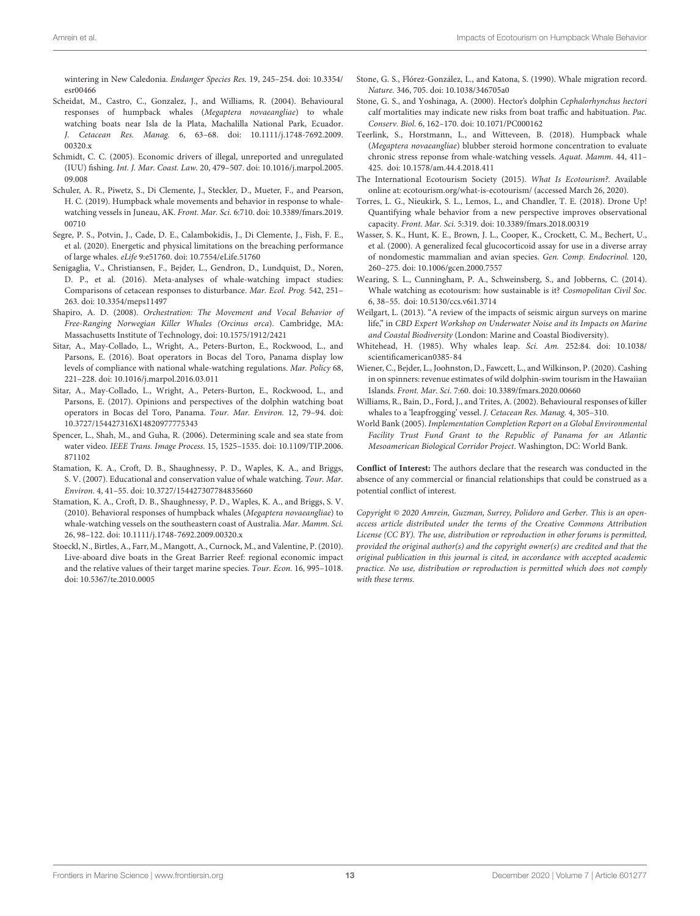wintering in New Caledonia. *Endanger Species Res.* 19, 245–254. doi: 10.3354/esr00466

Scheidat, M., Castro, C., Gonzalez, J., and Williams, R. (2004). Behavioural responses of humpback whales (*Megaptera novaeangliae*) to whale watching boats near Isla de la Plata, Machalilla National Park, Ecuador. *J. Cetacean Res. Manag.* 6, 63–68. doi: 10.1111/j.1748-7692.2009.00320.x

Schmidt, C. C. (2005). Economic drivers of illegal, unreported and unregulated (IUU) fishing. *Int. J. Mar. Coast. Law.* 20, 479–507. doi: 10.1016/j.marpol.2005.09.008

Schuler, A. R., Piwetz, S., Di Clemente, J., Steckler, D., Mueter, F., and Pearson, H. C. (2019). Humpback whale movements and behavior in response to whale-watching vessels in Juneau, AK. *Front. Mar. Sci.* 6:710. doi: 10.3389/fmars.2019.00710

Segre, P. S., Potvin, J., Cade, D. E., Calambokidis, J., Di Clemente, J., Fish, F. E., et al. (2020). Energetic and physical limitations on the breaching performance of large whales. *eLife* 9:e51760. doi: 10.7554/eLife.51760

Senigaglia, V., Christiansen, F., Bejder, L., Gendron, D., Lundquist, D., Noren, D. P., et al. (2016). Meta-analyses of whale-watching impact studies: Comparisons of cetacean responses to disturbance. *Mar. Ecol. Prog.* 542, 251–263. doi: 10.3354/meps11497

Shapiro, A. D. (2008). *Orchestration: The Movement and Vocal Behavior of Free-Ranging Norwegian Killer Whales (Orcinus orca)*. Cambridge, MA: Massachusetts Institute of Technology, doi: 10.1575/1912/2421

Sitar, A., May-Collado, L., Wright, A., Peters-Burton, E., Rockwood, L., and Parsons, E. (2016). Boat operators in Bocas del Toro, Panama display low levels of compliance with national whale-watching regulations. *Mar. Policy* 68, 221–228. doi: 10.1016/j.marpol.2016.03.011

Sitar, A., May-Collado, L., Wright, A., Peters-Burton, E., Rockwood, L., and Parsons, E. (2017). Opinions and perspectives of the dolphin watching boat operators in Bocas del Toro, Panama. *Tour. Mar. Environ.* 12, 79–94. doi: 10.3727/154427316X14820977775343

Spencer, L., Shah, M., and Guha, R. (2006). Determining scale and sea state from water video. *IEEE Trans. Image Process.* 15, 1525–1535. doi: 10.1109/TIP.2006.871102

Stamation, K. A., Croft, D. B., Shaughnessy, P. D., Waples, K. A., and Briggs, S. V. (2007). Educational and conservation value of whale watching. *Tour. Mar. Environ.* 4, 41–55. doi: 10.3727/154427307784835660

Stamation, K. A., Croft, D. B., Shaughnessy, P. D., Waples, K. A., and Briggs, S. V. (2010). Behavioral responses of humpback whales (*Megaptera novaeangliae*) to whale-watching vessels on the southeastern coast of Australia. *Mar. Mamm. Sci.* 26, 98–122. doi: 10.1111/j.1748-7692.2009.00320.x

Stoeckl, N., Birtles, A., Farr, M., Mangott, A., Curnock, M., and Valentine, P. (2010). Live-aboard dive boats in the Great Barrier Reef: regional economic impact and the relative values of their target marine species. *Tour. Econ.* 16, 995–1018. doi: 10.5367/te.2010.0005

Stone, G. S., Flórez-González, L., and Katona, S. (1990). Whale migration record. *Nature.* 346, 705. doi: 10.1038/346705a0

Stone, G. S., and Yoshinaga, A. (2000). Hector's dolphin *Cephalorhynchus hectori* calf mortalities may indicate new risks from boat traffic and habituation. *Pac. Conserv. Biol.* 6, 162–170. doi: 10.1071/PC000162

Teerlink, S., Horstmann, L., and Witteveen, B. (2018). Humpback whale (*Megaptera novaeangliae*) blubber steroid hormone concentration to evaluate chronic stress reponse from whale-watching vessels. *Aquat. Mamm.* 44, 411–425. doi: 10.1578/am.44.4.2018.411

The International Ecotourism Society (2015). *What Is Ecotourism?.* Available online at: ecotourism.org/what-is-ecotourism/ (accessed March 26, 2020).

Torres, L. G., Nieukirk, S. L., Lemos, L., and Chandler, T. E. (2018). Drone Up! Quantifying whale behavior from a new perspective improves observational capacity. *Front. Mar. Sci.* 5:319. doi: 10.3389/fmars.2018.00319

Wasser, S. K., Hunt, K. E., Brown, J. L., Cooper, K., Crockett, C. M., Bechert, U., et al. (2000). A generalized fecal glucocorticoid assay for use in a diverse array of nondomestic mammalian and avian species. *Gen. Comp. Endocrinol.* 120, 260–275. doi: 10.1006/gcen.2000.7557

Wearing, S. L., Cunningham, P. A., Schweinsberg, S., and Jobberns, C. (2014). Whale watching as ecotourism: how sustainable is it? *Cosmopolitan Civil Soc.* 6, 38–55. doi: 10.5130/ccs.v6i1.3714

Weilgart, L. (2013). "A review of the impacts of seismic airgun surveys on marine life," in *CBD Expert Workshop on Underwater Noise and its Impacts on Marine and Coastal Biodiversity* (London: Marine and Coastal Biodiversity).

Whitehead, H. (1985). Why whales leap. *Sci. Am.* 252:84. doi: 10.1038/scientificamerican0385-84

Wiener, C., Bejder, L., Joohnston, D., Fawcett, L., and Wilkinson, P. (2020). Cashing in on spinners: revenue estimates of wild dolphin-swim tourism in the Hawaiian Islands. *Front. Mar. Sci.* 7:60. doi: 10.3389/fmars.2020.00660

Williams, R., Bain, D., Ford, J., and Trites, A. (2002). Behavioural responses of killer whales to a 'leapfrogging' vessel. *J. Cetacean Res. Manag.* 4, 305–310.

World Bank (2005). *Implementation Completion Report on a Global Environmental Facility Trust Fund Grant to the Republic of Panama for an Atlantic Mesoamerican Biological Corridor Project*. Washington, DC: World Bank.

**Conflict of Interest:** The authors declare that the research was conducted in the absence of any commercial or financial relationships that could be construed as a potential conflict of interest.

*Copyright © 2020 Amrein, Guzman, Surrey, Polidoro and Gerber. This is an open-access article distributed under the terms of the Creative Commons Attribution License (CC BY). The use, distribution or reproduction in other forums is permitted, provided the original author(s) and the copyright owner(s) are credited and that the original publication in this journal is cited, in accordance with accepted academic practice. No use, distribution or reproduction is permitted which does not comply with these terms.*